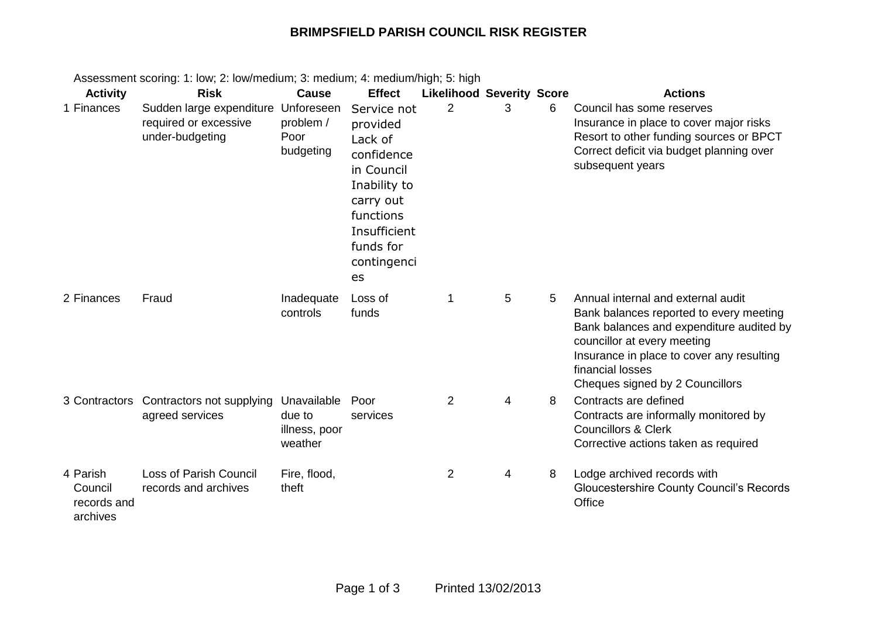# BRIMPSFIELD PARISH COUNCIL RISK REGISTER

Assessment scoring: 1: low; 2: low/medium; 3: medium; 4: medium/high; 5: high

| | Activity | Risk | Cause | Effect | Likelihood | Severity | Score | Actions |
|---|---|---|---|---|---|---|---|---|
| 1 | Finances | Sudden large expenditure required or excessive under-budgeting | Unforeseen problem / Poor budgeting | Service not provided<br>Lack of confidence in Council<br>Inability to carry out functions<br>Insufficient funds for contingencies | 2 | 3 | 6 | Council has some reserves<br>Insurance in place to cover major risks<br>Resort to other funding sources or BPCT<br>Correct deficit via budget planning over subsequent years |
| 2 | Finances | Fraud | Inadequate controls | Loss of funds | 1 | 5 | 5 | Annual internal and external audit<br>Bank balances reported to every meeting<br>Bank balances and expenditure audited by councillor at every meeting<br>Insurance in place to cover any resulting financial losses<br>Cheques signed by 2 Councillors |
| 3 | Contractors | Contractors not supplying agreed services | Unavailable due to illness, poor weather | Poor services | 2 | 4 | 8 | Contracts are defined<br>Contracts are informally monitored by Councillors & Clerk<br>Corrective actions taken as required |
| 4 | Parish Council records and archives | Loss of Parish Council records and archives | Fire, flood, theft | | 2 | 4 | 8 | Lodge archived records with Gloucestershire County Council's Records Office |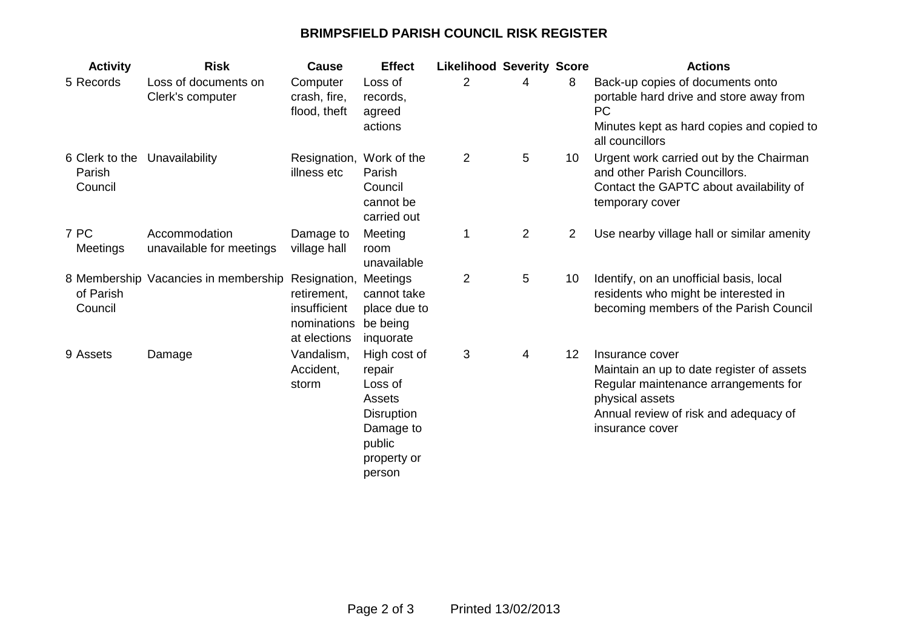## BRIMPSFIELD PARISH COUNCIL RISK REGISTER

| | Activity | Risk | Cause | Effect | Likelihood | Severity | Score | Actions |
|---|---|---|---|---|---|---|---|---|
| 5 | Records | Loss of documents on Clerk's computer | Computer crash, fire, flood, theft | Loss of records, agreed actions | 2 | 4 | 8 | Back-up copies of documents onto portable hard drive and store away from PC<br>Minutes kept as hard copies and copied to all councillors |
| 6 | Clerk to the Parish Council | Unavailability | Resignation, illness etc | Work of the Parish Council cannot be carried out | 2 | 5 | 10 | Urgent work carried out by the Chairman and other Parish Councillors.<br>Contact the GAPTC about availability of temporary cover |
| 7 | PC Meetings | Accommodation unavailable for meetings | Damage to village hall | Meeting room unavailable | 1 | 2 | 2 | Use nearby village hall or similar amenity |
| 8 | Membership of Parish Council | Vacancies in membership | Resignation, retirement, insufficient nominations at elections | Meetings cannot take place due to be being inquorate | 2 | 5 | 10 | Identify, on an unofficial basis, local residents who might be interested in becoming members of the Parish Council |
| 9 | Assets | Damage | Vandalism, Accident, storm | High cost of repair<br>Loss of Assets<br>Disruption<br>Damage to public property or person | 3 | 4 | 12 | Insurance cover<br>Maintain an up to date register of assets<br>Regular maintenance arrangements for physical assets<br>Annual review of risk and adequacy of insurance cover |

Printed 13/02/2013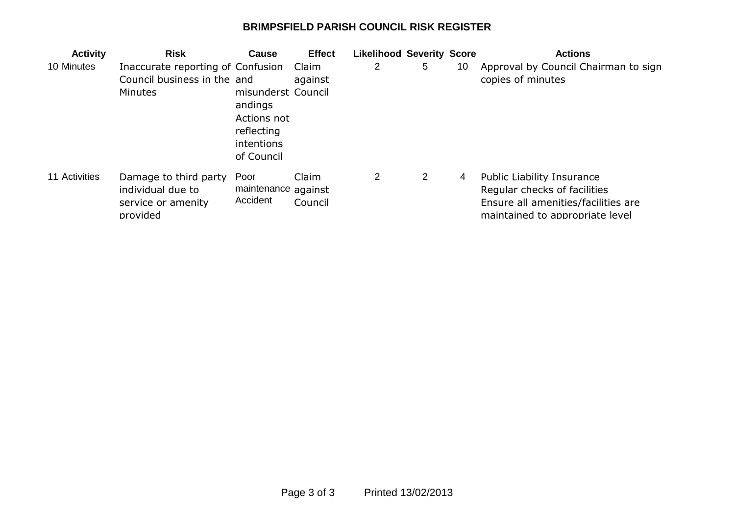**BRIMPSFIELD PARISH COUNCIL RISK REGISTER**

| Activity | Risk | Cause | Effect | Likelihood | Severity | Score | Actions |
|---|---|---|---|---|---|---|---|
| 10 Minutes | Inaccurate reporting of Council business in the Minutes | Confusion and misunderstandings Actions not reflecting intentions of Council | Claim against Council | 2 | 5 | 10 | Approval by Council Chairman to sign copies of minutes |
| 11 Activities | Damage to third party individual due to service or amenity provided | Poor maintenance Accident | Claim against Council | 2 | 2 | 4 | Public Liability Insurance Regular checks of facilities Ensure all amenities/facilities are maintained to appropriate level |